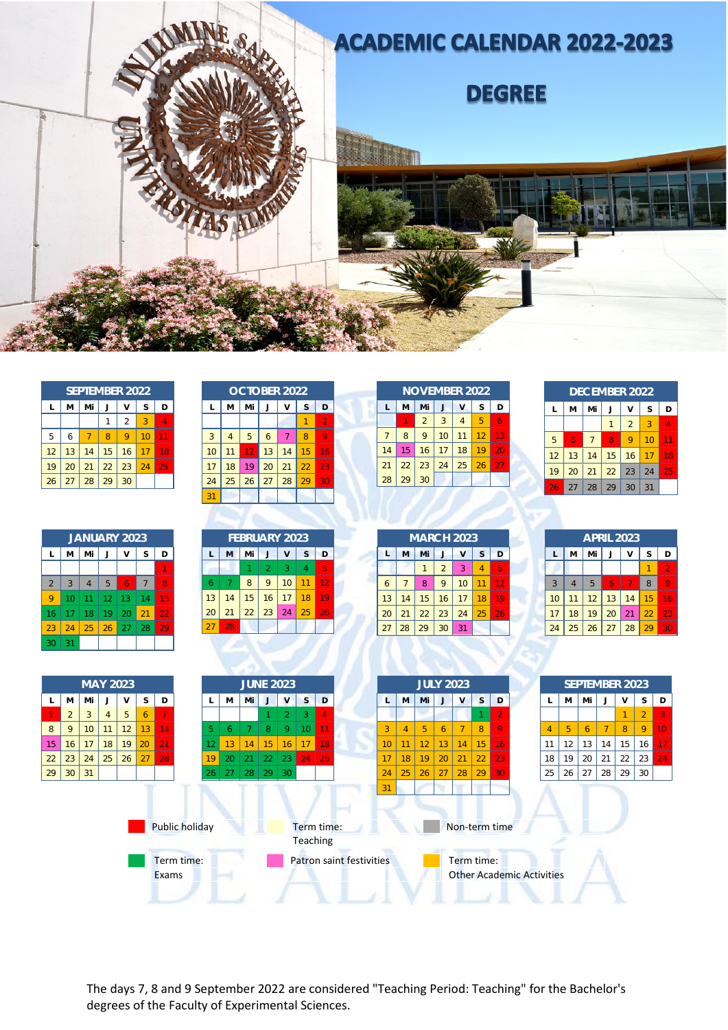# ACADEMIC CALENDAR 2022-2023

## DEGREE

**SEPTEMBER 2022**

| L | M | Mi | J | V | S | D |
|---|---|---|---|---|---|---|
| | | | 1 | 2 | 3 | 4 |
| 5 | 6 | 7 | 8 | 9 | 10 | 11 |
| 12 | 13 | 14 | 15 | 16 | 17 | 18 |
| 19 | 20 | 21 | 22 | 23 | 24 | 25 |
| 26 | 27 | 28 | 29 | 30 | | |

**OCTOBER 2022**

| L | M | Mi | J | V | S | D |
|---|---|---|---|---|---|---|
| | | | | | 1 | 2 |
| 3 | 4 | 5 | 6 | 7 | 8 | 9 |
| 10 | 11 | 12 | 13 | 14 | 15 | 16 |
| 17 | 18 | 19 | 20 | 21 | 22 | 23 |
| 24 | 25 | 26 | 27 | 28 | 29 | 30 |
| 31 | | | | | | |

**NOVEMBER 2022**

| L | M | Mi | J | V | S | D |
|---|---|---|---|---|---|---|
| | 1 | 2 | 3 | 4 | 5 | 6 |
| 7 | 8 | 9 | 10 | 11 | 12 | 13 |
| 14 | 15 | 16 | 17 | 18 | 19 | 20 |
| 21 | 22 | 23 | 24 | 25 | 26 | 27 |
| 28 | 29 | 30 | | | | |

**DECEMBER 2022**

| L | M | Mi | J | V | S | D |
|---|---|---|---|---|---|---|
| | | | 1 | 2 | 3 | 4 |
| 5 | 6 | 7 | 8 | 9 | 10 | 11 |
| 12 | 13 | 14 | 15 | 16 | 17 | 18 |
| 19 | 20 | 21 | 22 | 23 | 24 | 25 |
| 26 | 27 | 28 | 29 | 30 | 31 | |

**JANUARY 2023**

| L | M | Mi | J | V | S | D |
|---|---|---|---|---|---|---|
| | | | | | | 1 |
| 2 | 3 | 4 | 5 | 6 | 7 | 8 |
| 9 | 10 | 11 | 12 | 13 | 14 | 15 |
| 16 | 17 | 18 | 19 | 20 | 21 | 22 |
| 23 | 24 | 25 | 26 | 27 | 28 | 29 |
| 30 | 31 | | | | | |

**FEBRUARY 2023**

| L | M | Mi | J | V | S | D |
|---|---|---|---|---|---|---|
| | | 1 | 2 | 3 | 4 | 5 |
| 6 | 7 | 8 | 9 | 10 | 11 | 12 |
| 13 | 14 | 15 | 16 | 17 | 18 | 19 |
| 20 | 21 | 22 | 23 | 24 | 25 | 26 |
| 27 | 28 | | | | | |

**MARCH 2023**

| L | M | Mi | J | V | S | D |
|---|---|---|---|---|---|---|
| | | 1 | 2 | 3 | 4 | 5 |
| 6 | 7 | 8 | 9 | 10 | 11 | 12 |
| 13 | 14 | 15 | 16 | 17 | 18 | 19 |
| 20 | 21 | 22 | 23 | 24 | 25 | 26 |
| 27 | 28 | 29 | 30 | 31 | | |

**APRIL 2023**

| L | M | Mi | J | V | S | D |
|---|---|---|---|---|---|---|
| | | | | | 1 | 2 |
| 3 | 4 | 5 | 6 | 7 | 8 | 9 |
| 10 | 11 | 12 | 13 | 14 | 15 | 16 |
| 17 | 18 | 19 | 20 | 21 | 22 | 23 |
| 24 | 25 | 26 | 27 | 28 | 29 | 30 |

**MAY 2023**

| L | M | Mi | J | V | S | D |
|---|---|---|---|---|---|---|
| 1 | 2 | 3 | 4 | 5 | 6 | 7 |
| 8 | 9 | 10 | 11 | 12 | 13 | 14 |
| 15 | 16 | 17 | 18 | 19 | 20 | 21 |
| 22 | 23 | 24 | 25 | 26 | 27 | 28 |
| 29 | 30 | 31 | | | | |

**JUNE 2023**

| L | M | Mi | J | V | S | D |
|---|---|---|---|---|---|---|
| | | | 1 | 2 | 3 | 4 |
| 5 | 6 | 7 | 8 | 9 | 10 | 11 |
| 12 | 13 | 14 | 15 | 16 | 17 | 18 |
| 19 | 20 | 21 | 22 | 23 | 24 | 25 |
| 26 | 27 | 28 | 29 | 30 | | |

**JULY 2023**

| L | M | Mi | J | V | S | D |
|---|---|---|---|---|---|---|
| | | | | | 1 | 2 |
| 3 | 4 | 5 | 6 | 7 | 8 | 9 |
| 10 | 11 | 12 | 13 | 14 | 15 | 16 |
| 17 | 18 | 19 | 20 | 21 | 22 | 23 |
| 24 | 25 | 26 | 27 | 28 | 29 | 30 |
| 31 | | | | | | |

**SEPTEMBER 2023**

| L | M | Mi | J | V | S | D |
|---|---|---|---|---|---|---|
| | | | | 1 | 2 | 3 |
| 4 | 5 | 6 | 7 | 8 | 9 | 10 |
| 11 | 12 | 13 | 14 | 15 | 16 | 17 |
| 18 | 19 | 20 | 21 | 22 | 23 | 24 |
| 25 | 26 | 27 | 28 | 29 | 30 | |

- Public holiday
- Term time: Teaching
- Non-term time
- Term time: Exams
- Patron saint festivities
- Term time: Other Academic Activities

The days 7, 8 and 9 September 2022 are considered "Teaching Period: Teaching" for the Bachelor's degrees of the Faculty of Experimental Sciences.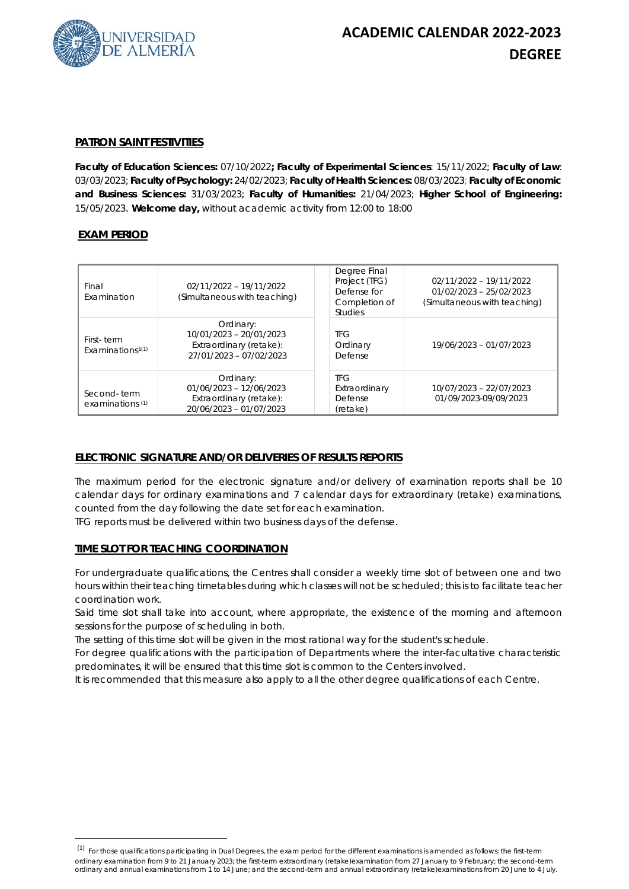## PATRON SAINT FESTIVITIES

**Faculty of Education Sciences:** 07/10/2022**; Faculty of Experimental Sciences**: 15/11/2022; **Faculty of Law**: 03/03/2023; **Faculty of Psychology:** 24/02/2023; **Faculty of Health Sciences:** 08/03/2023; **Faculty of Economic and Business Sciences:** 31/03/2023; **Faculty of Humanities:** 21/04/2023; **Higher School of Engineering:** 15/05/2023. **Welcome day,** without academic activity from 12:00 to 18:00

## EXAM PERIOD

| | | | |
|---|---|---|---|
| Final Examination | 02/11/2022 – 19/11/2022 (Simultaneous with teaching) | Degree Final Project (TFG) Defense for Completion of Studies | 02/11/2022 – 19/11/2022<br>01/02/2023 – 25/02/2023<br>(Simultaneous with teaching) |
| First- term Examinations[1(1)] | Ordinary:<br>10/01/2023 – 20/01/2023<br>Extraordinary (retake):<br>27/01/2023 – 07/02/2023 | TFG Ordinary Defense | 19/06/2023 – 01/07/2023 |
| Second- term examinations [(1)] | Ordinary:<br>01/06/2023 – 12/06/2023<br>Extraordinary (retake):<br>20/06/2023 – 01/07/2023 | TFG Extraordinary Defense (retake) | 10/07/2023 – 22/07/2023<br>01/09/2023-09/09/2023 |

## ELECTRONIC SIGNATURE AND/OR DELIVERIES OF RESULTS REPORTS

The maximum period for the electronic signature and/or delivery of examination reports shall be 10 calendar days for ordinary examinations and 7 calendar days for extraordinary (retake) examinations, counted from the day following the date set for each examination.

TFG reports must be delivered within two business days of the defense.

## TIME SLOT FOR TEACHING COORDINATION

For undergraduate qualifications, the Centres shall consider a weekly time slot of between one and two hours within their teaching timetables during which classes will not be scheduled; this is to facilitate teacher coordination work.

Said time slot shall take into account, where appropriate, the existence of the morning and afternoon sessions for the purpose of scheduling in both.

The setting of this time slot will be given in the most rational way for the student's schedule.

For degree qualifications with the participation of Departments where the inter-facultative characteristic predominates, it will be ensured that this time slot is common to the Centers involved.

It is recommended that this measure also apply to all the other degree qualifications of each Centre.

---

[(1)] For those qualifications participating in Dual Degrees, the exam period for the different examinations is amended as follows: the first-term ordinary examination from 9 to 21 January 2023; the first-term extraordinary (retake)examination from 27 January to 9 February; the second-term ordinary and annual examinations from 1 to 14 June; and the second-term and annual extraordinary (retake)examinations from 20 June to 4 July.